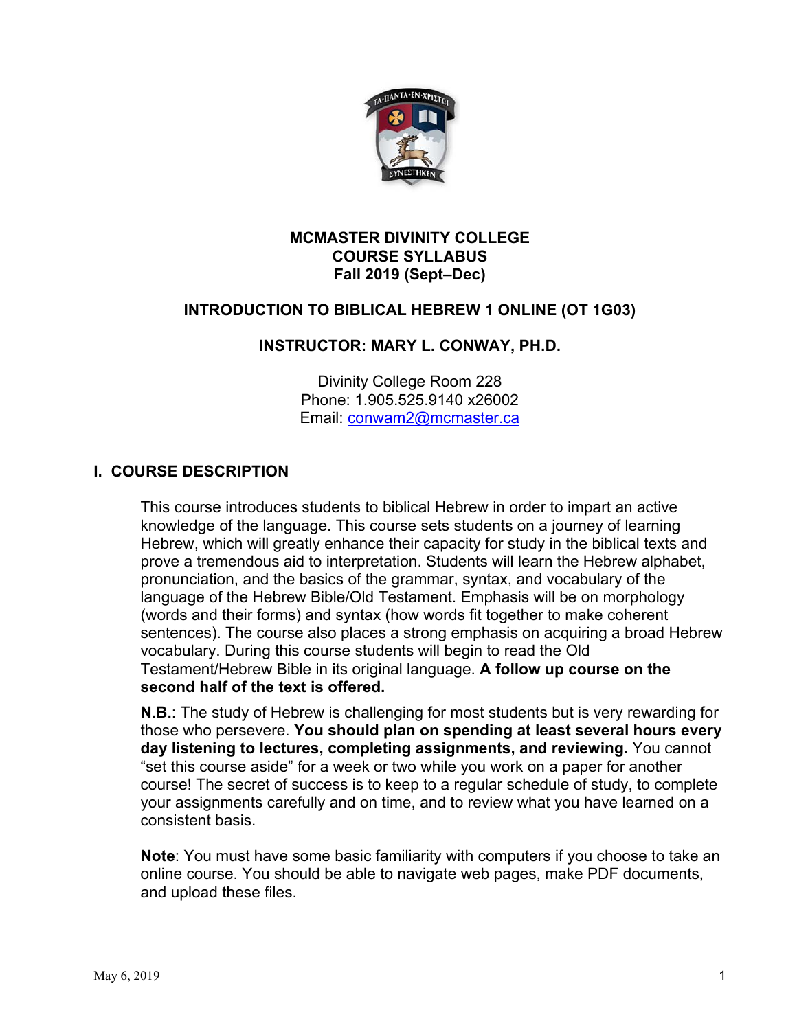**MCMASTER DIVINITY COLLEGE**
**COURSE SYLLABUS**
**Fall 2019 (Sept–Dec)**

**INTRODUCTION TO BIBLICAL HEBREW 1 ONLINE (OT 1G03)**

**INSTRUCTOR: MARY L. CONWAY, PH.D.**

Divinity College Room 228
Phone: 1.905.525.9140 x26002
Email: conwam2@mcmaster.ca

## I. COURSE DESCRIPTION

This course introduces students to biblical Hebrew in order to impart an active knowledge of the language. This course sets students on a journey of learning Hebrew, which will greatly enhance their capacity for study in the biblical texts and prove a tremendous aid to interpretation. Students will learn the Hebrew alphabet, pronunciation, and the basics of the grammar, syntax, and vocabulary of the language of the Hebrew Bible/Old Testament. Emphasis will be on morphology (words and their forms) and syntax (how words fit together to make coherent sentences). The course also places a strong emphasis on acquiring a broad Hebrew vocabulary. During this course students will begin to read the Old Testament/Hebrew Bible in its original language. **A follow up course on the second half of the text is offered.**

**N.B.**: The study of Hebrew is challenging for most students but is very rewarding for those who persevere. **You should plan on spending at least several hours every day listening to lectures, completing assignments, and reviewing.** You cannot "set this course aside" for a week or two while you work on a paper for another course! The secret of success is to keep to a regular schedule of study, to complete your assignments carefully and on time, and to review what you have learned on a consistent basis.

**Note**: You must have some basic familiarity with computers if you choose to take an online course. You should be able to navigate web pages, make PDF documents, and upload these files.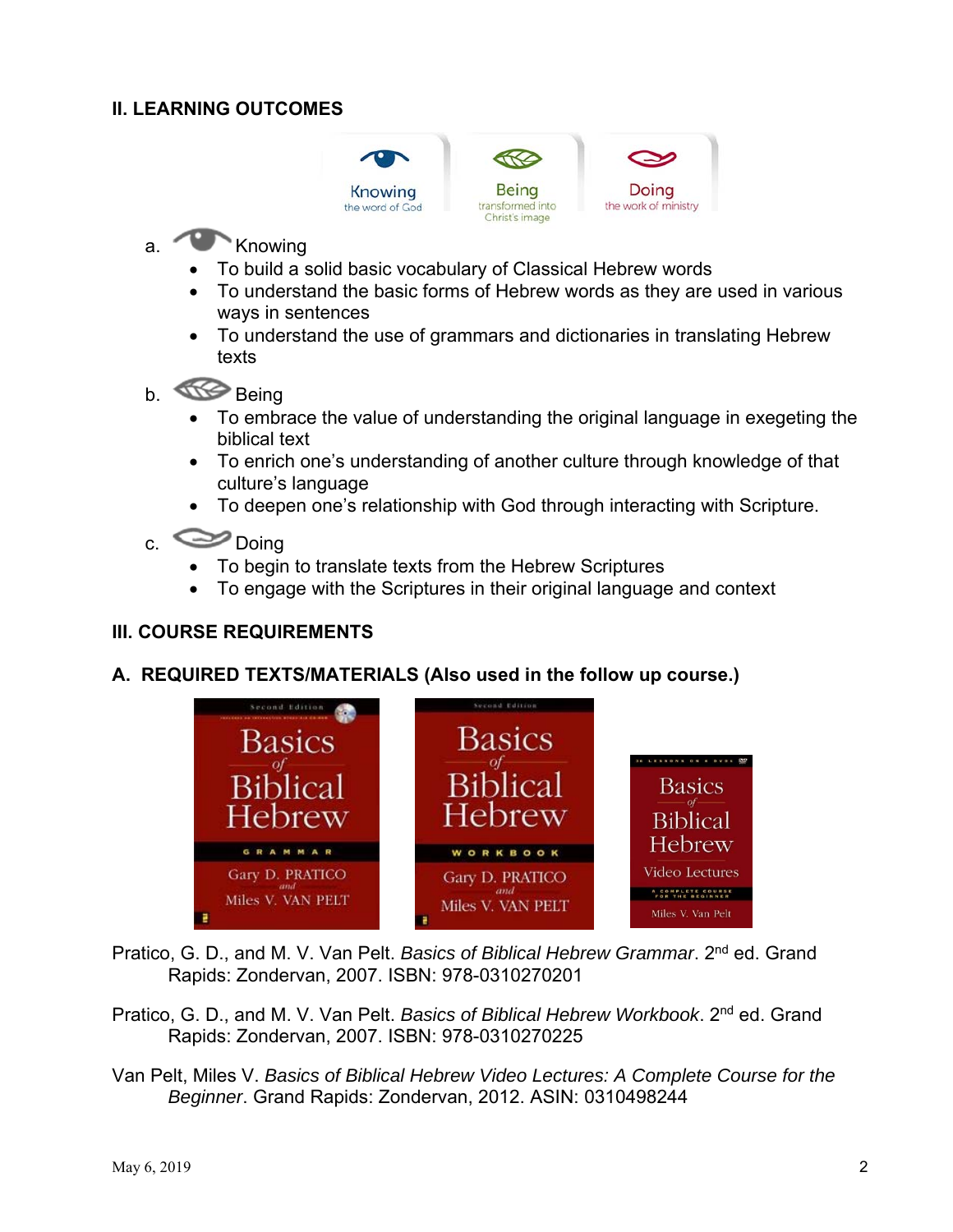## II. LEARNING OUTCOMES

Knowing the word of God | Being transformed into Christ's image | Doing the work of ministry

a. Knowing
- To build a solid basic vocabulary of Classical Hebrew words
- To understand the basic forms of Hebrew words as they are used in various ways in sentences
- To understand the use of grammars and dictionaries in translating Hebrew texts

b. Being
- To embrace the value of understanding the original language in exegeting the biblical text
- To enrich one's understanding of another culture through knowledge of that culture's language
- To deepen one's relationship with God through interacting with Scripture.

c. Doing
- To begin to translate texts from the Hebrew Scriptures
- To engage with the Scriptures in their original language and context

## III. COURSE REQUIREMENTS

### A. REQUIRED TEXTS/MATERIALS (Also used in the follow up course.)

Pratico, G. D., and M. V. Van Pelt. *Basics of Biblical Hebrew Grammar*. 2nd ed. Grand Rapids: Zondervan, 2007. ISBN: 978-0310270201

Pratico, G. D., and M. V. Van Pelt. *Basics of Biblical Hebrew Workbook*. 2nd ed. Grand Rapids: Zondervan, 2007. ISBN: 978-0310270225

Van Pelt, Miles V. *Basics of Biblical Hebrew Video Lectures: A Complete Course for the Beginner*. Grand Rapids: Zondervan, 2012. ASIN: 0310498244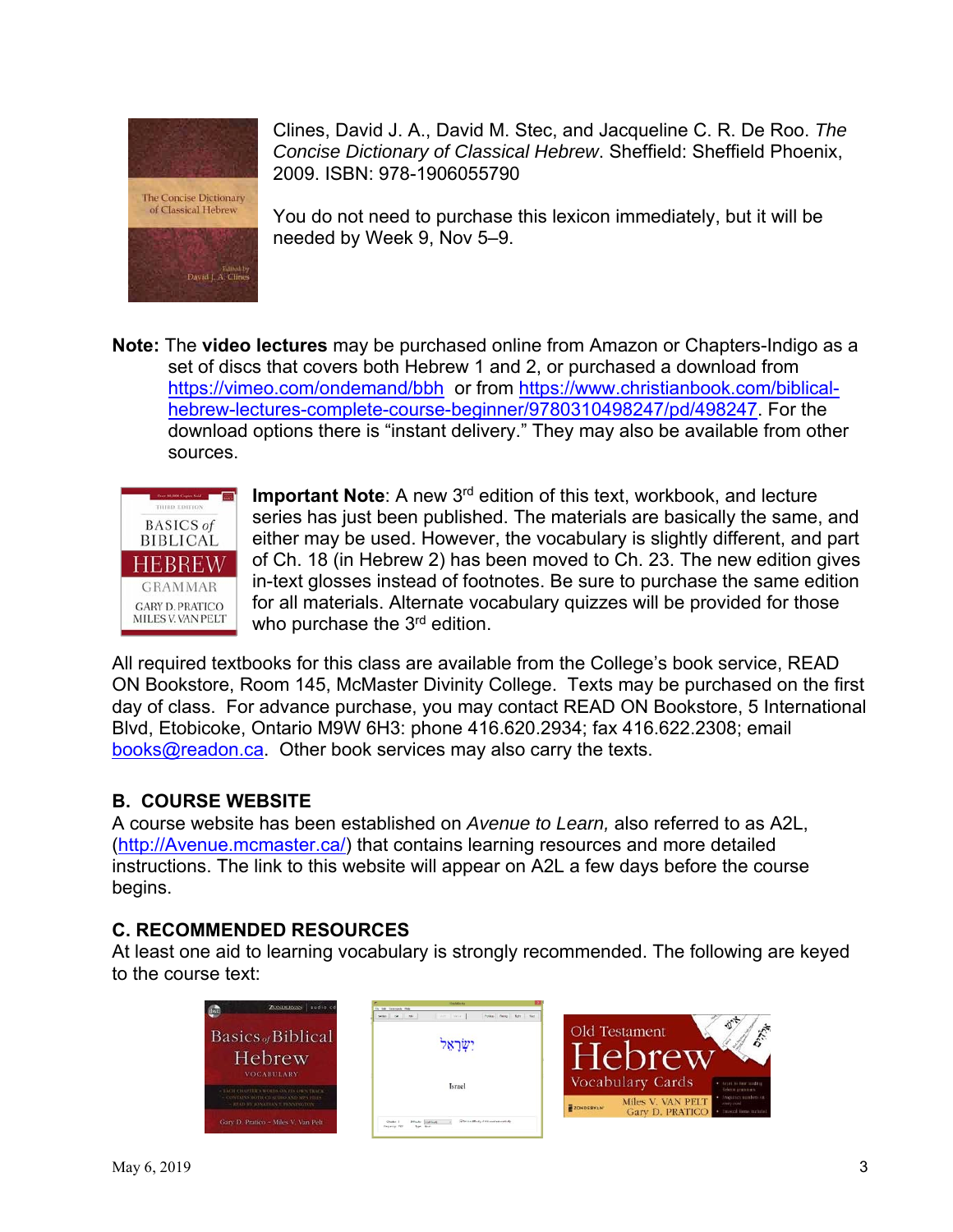Clines, David J. A., David M. Stec, and Jacqueline C. R. De Roo. *The Concise Dictionary of Classical Hebrew*. Sheffield: Sheffield Phoenix, 2009. ISBN: 978-1906055790

You do not need to purchase this lexicon immediately, but it will be needed by Week 9, Nov 5–9.

**Note:** The **video lectures** may be purchased online from Amazon or Chapters-Indigo as a set of discs that covers both Hebrew 1 and 2, or purchased a download from https://vimeo.com/ondemand/bbh or from https://www.christianbook.com/biblical-hebrew-lectures-complete-course-beginner/9780310498247/pd/498247. For the download options there is "instant delivery." They may also be available from other sources.

**Important Note**: A new 3rd edition of this text, workbook, and lecture series has just been published. The materials are basically the same, and either may be used. However, the vocabulary is slightly different, and part of Ch. 18 (in Hebrew 2) has been moved to Ch. 23. The new edition gives in-text glosses instead of footnotes. Be sure to purchase the same edition for all materials. Alternate vocabulary quizzes will be provided for those who purchase the 3rd edition.

All required textbooks for this class are available from the College's book service, READ ON Bookstore, Room 145, McMaster Divinity College. Texts may be purchased on the first day of class. For advance purchase, you may contact READ ON Bookstore, 5 International Blvd, Etobicoke, Ontario M9W 6H3: phone 416.620.2934; fax 416.622.2308; email books@readon.ca. Other book services may also carry the texts.

## B. COURSE WEBSITE

A course website has been established on *Avenue to Learn,* also referred to as A2L, (http://Avenue.mcmaster.ca/) that contains learning resources and more detailed instructions. The link to this website will appear on A2L a few days before the course begins.

## C. RECOMMENDED RESOURCES

At least one aid to learning vocabulary is strongly recommended. The following are keyed to the course text: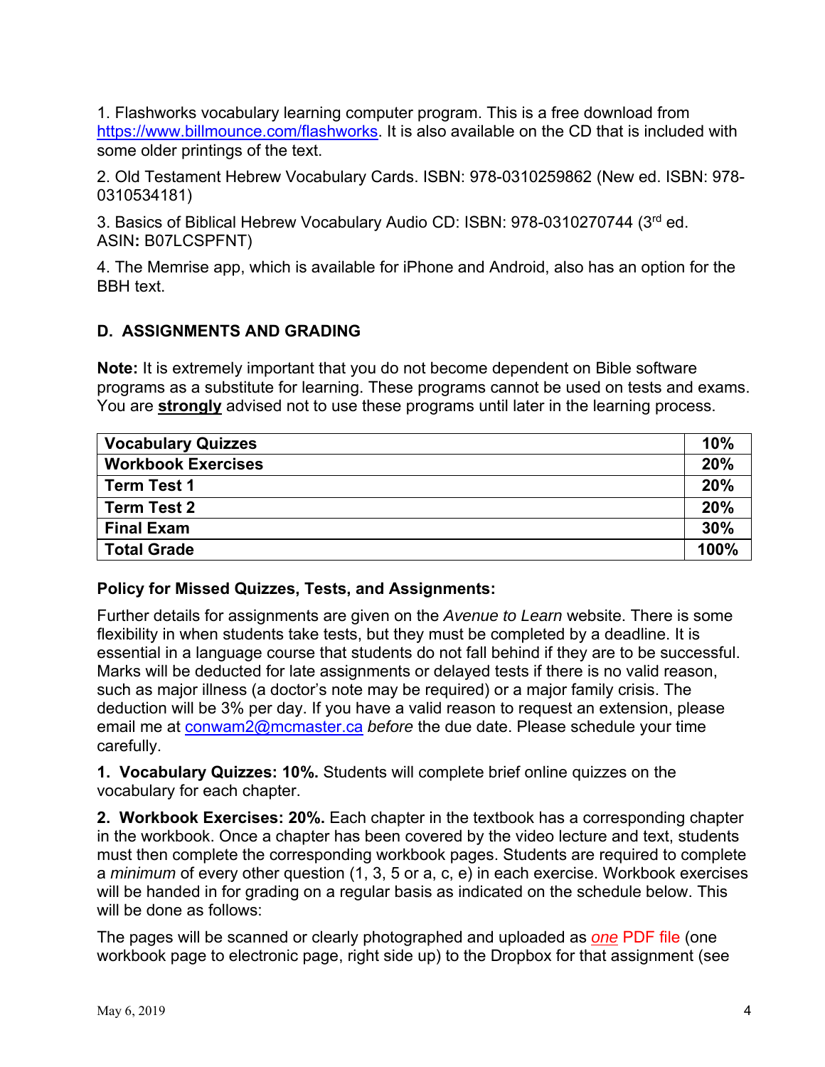1. Flashworks vocabulary learning computer program. This is a free download from https://www.billmounce.com/flashworks. It is also available on the CD that is included with some older printings of the text.

2. Old Testament Hebrew Vocabulary Cards. ISBN: 978-0310259862 (New ed. ISBN: 978-0310534181)

3. Basics of Biblical Hebrew Vocabulary Audio CD: ISBN: 978-0310270744 (3rd ed. ASIN: B07LCSPFNT)

4. The Memrise app, which is available for iPhone and Android, also has an option for the BBH text.

## D. ASSIGNMENTS AND GRADING

**Note:** It is extremely important that you do not become dependent on Bible software programs as a substitute for learning. These programs cannot be used on tests and exams. You are **strongly** advised not to use these programs until later in the learning process.

| **Vocabulary Quizzes** | **10%** |
|---|---|
| **Workbook Exercises** | **20%** |
| **Term Test 1** | **20%** |
| **Term Test 2** | **20%** |
| **Final Exam** | **30%** |
| **Total Grade** | **100%** |

### Policy for Missed Quizzes, Tests, and Assignments:

Further details for assignments are given on the *Avenue to Learn* website. There is some flexibility in when students take tests, but they must be completed by a deadline. It is essential in a language course that students do not fall behind if they are to be successful. Marks will be deducted for late assignments or delayed tests if there is no valid reason, such as major illness (a doctor's note may be required) or a major family crisis. The deduction will be 3% per day. If you have a valid reason to request an extension, please email me at conwam2@mcmaster.ca *before* the due date. Please schedule your time carefully.

**1. Vocabulary Quizzes: 10%.** Students will complete brief online quizzes on the vocabulary for each chapter.

**2. Workbook Exercises: 20%.** Each chapter in the textbook has a corresponding chapter in the workbook. Once a chapter has been covered by the video lecture and text, students must then complete the corresponding workbook pages. Students are required to complete a *minimum* of every other question (1, 3, 5 or a, c, e) in each exercise. Workbook exercises will be handed in for grading on a regular basis as indicated on the schedule below. This will be done as follows:

The pages will be scanned or clearly photographed and uploaded as *one* PDF file (one workbook page to electronic page, right side up) to the Dropbox for that assignment (see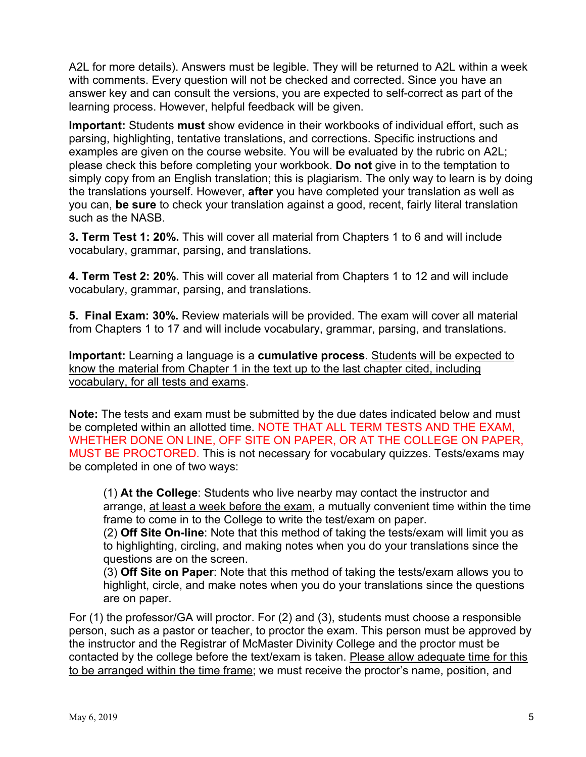A2L for more details). Answers must be legible. They will be returned to A2L within a week with comments. Every question will not be checked and corrected. Since you have an answer key and can consult the versions, you are expected to self-correct as part of the learning process. However, helpful feedback will be given.

**Important:** Students **must** show evidence in their workbooks of individual effort, such as parsing, highlighting, tentative translations, and corrections. Specific instructions and examples are given on the course website. You will be evaluated by the rubric on A2L; please check this before completing your workbook. **Do not** give in to the temptation to simply copy from an English translation; this is plagiarism. The only way to learn is by doing the translations yourself. However, **after** you have completed your translation as well as you can, **be sure** to check your translation against a good, recent, fairly literal translation such as the NASB.

**3. Term Test 1: 20%.** This will cover all material from Chapters 1 to 6 and will include vocabulary, grammar, parsing, and translations.

**4. Term Test 2: 20%.** This will cover all material from Chapters 1 to 12 and will include vocabulary, grammar, parsing, and translations.

**5. Final Exam: 30%.** Review materials will be provided. The exam will cover all material from Chapters 1 to 17 and will include vocabulary, grammar, parsing, and translations.

**Important:** Learning a language is a **cumulative process**. <u>Students will be expected to know the material from Chapter 1 in the text up to the last chapter cited, including vocabulary, for all tests and exams</u>.

**Note:** The tests and exam must be submitted by the due dates indicated below and must be completed within an allotted time. NOTE THAT ALL TERM TESTS AND THE EXAM, WHETHER DONE ON LINE, OFF SITE ON PAPER, OR AT THE COLLEGE ON PAPER, MUST BE PROCTORED. This is not necessary for vocabulary quizzes. Tests/exams may be completed in one of two ways:

> (1) **At the College**: Students who live nearby may contact the instructor and arrange, <u>at least a week before the exam</u>, a mutually convenient time within the time frame to come in to the College to write the test/exam on paper.
> (2) **Off Site On-line**: Note that this method of taking the tests/exam will limit you as to highlighting, circling, and making notes when you do your translations since the questions are on the screen.
> (3) **Off Site on Paper**: Note that this method of taking the tests/exam allows you to highlight, circle, and make notes when you do your translations since the questions are on paper.

For (1) the professor/GA will proctor. For (2) and (3), students must choose a responsible person, such as a pastor or teacher, to proctor the exam. This person must be approved by the instructor and the Registrar of McMaster Divinity College and the proctor must be contacted by the college before the text/exam is taken. <u>Please allow adequate time for this to be arranged within the time frame</u>; we must receive the proctor's name, position, and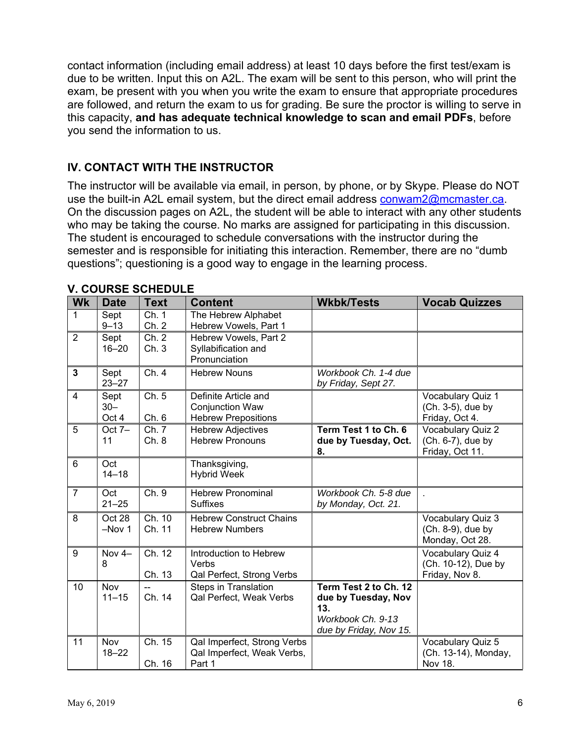contact information (including email address) at least 10 days before the first test/exam is due to be written. Input this on A2L. The exam will be sent to this person, who will print the exam, be present with you when you write the exam to ensure that appropriate procedures are followed, and return the exam to us for grading. Be sure the proctor is willing to serve in this capacity, **and has adequate technical knowledge to scan and email PDFs**, before you send the information to us.

## IV. CONTACT WITH THE INSTRUCTOR

The instructor will be available via email, in person, by phone, or by Skype. Please do NOT use the built-in A2L email system, but the direct email address conwam2@mcmaster.ca. On the discussion pages on A2L, the student will be able to interact with any other students who may be taking the course. No marks are assigned for participating in this discussion. The student is encouraged to schedule conversations with the instructor during the semester and is responsible for initiating this interaction. Remember, there are no "dumb questions"; questioning is a good way to engage in the learning process.

## V. COURSE SCHEDULE

| Wk | Date | Text | Content | Wkbk/Tests | Vocab Quizzes |
|---|---|---|---|---|---|
| 1 | Sept 9–13 | Ch. 1<br>Ch. 2 | The Hebrew Alphabet<br>Hebrew Vowels, Part 1 | | |
| 2 | Sept 16–20 | Ch. 2<br>Ch. 3 | Hebrew Vowels, Part 2<br>Syllabification and Pronunciation | | |
| **3** | Sept 23–27 | Ch. 4 | Hebrew Nouns | *Workbook Ch. 1-4 due by Friday, Sept 27.* | |
| 4 | Sept 30–Oct 4 | Ch. 5<br>Ch. 6 | Definite Article and Conjunction Waw<br>Hebrew Prepositions | | Vocabulary Quiz 1 (Ch. 3-5), due by Friday, Oct 4. |
| 5 | Oct 7–11 | Ch. 7<br>Ch. 8 | Hebrew Adjectives<br>Hebrew Pronouns | **Term Test 1 to Ch. 6 due by Tuesday, Oct. 8.** | Vocabulary Quiz 2 (Ch. 6-7), due by Friday, Oct 11. |
| 6 | Oct 14–18 | | Thanksgiving,<br>Hybrid Week | | |
| 7 | Oct 21–25 | Ch. 9 | Hebrew Pronominal Suffixes | *Workbook Ch. 5-8 due by Monday, Oct. 21.* | . |
| 8 | Oct 28–Nov 1 | Ch. 10<br>Ch. 11 | Hebrew Construct Chains<br>Hebrew Numbers | | Vocabulary Quiz 3 (Ch. 8-9), due by Monday, Oct 28. |
| 9 | Nov 4–8 | Ch. 12<br>Ch. 13 | Introduction to Hebrew Verbs<br>Qal Perfect, Strong Verbs | | Vocabulary Quiz 4 (Ch. 10-12), Due by Friday, Nov 8. |
| 10 | Nov 11–15 | --<br>Ch. 14 | Steps in Translation<br>Qal Perfect, Weak Verbs | **Term Test 2 to Ch. 12 due by Tuesday, Nov 13.**<br>*Workbook Ch. 9-13 due by Friday, Nov 15.* | |
| 11 | Nov 18–22 | Ch. 15<br>Ch. 16 | Qal Imperfect, Strong Verbs<br>Qal Imperfect, Weak Verbs, Part 1 | | Vocabulary Quiz 5 (Ch. 13-14), Monday, Nov 18. |

May 6, 2019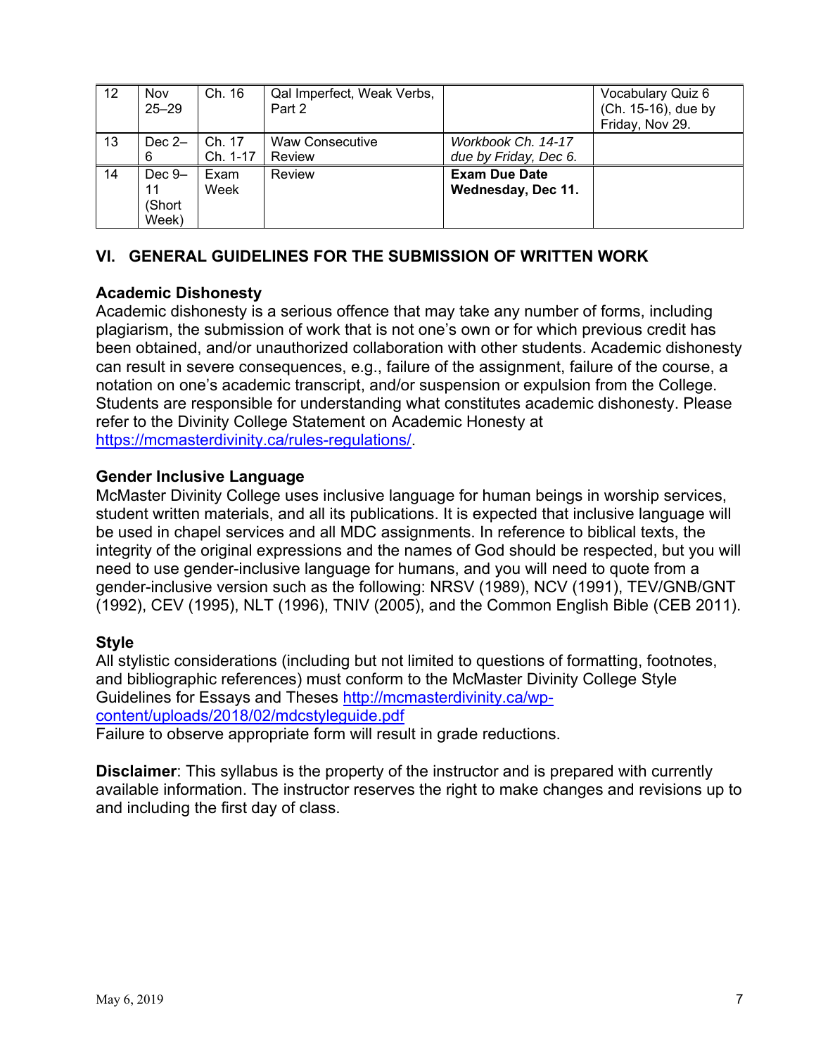| | | | | | |
|---|---|---|---|---|---|
| 12 | Nov 25–29 | Ch. 16 | Qal Imperfect, Weak Verbs, Part 2 | | Vocabulary Quiz 6 (Ch. 15-16), due by Friday, Nov 29. |
| 13 | Dec 2–6 | Ch. 17<br>Ch. 1-17 | Waw Consecutive<br>Review | *Workbook Ch. 14-17 due by Friday, Dec 6.* | |
| 14 | Dec 9–11 (Short Week) | Exam Week | Review | **Exam Due Date Wednesday, Dec 11.** | |

## VI. GENERAL GUIDELINES FOR THE SUBMISSION OF WRITTEN WORK

### Academic Dishonesty

Academic dishonesty is a serious offence that may take any number of forms, including plagiarism, the submission of work that is not one's own or for which previous credit has been obtained, and/or unauthorized collaboration with other students. Academic dishonesty can result in severe consequences, e.g., failure of the assignment, failure of the course, a notation on one's academic transcript, and/or suspension or expulsion from the College. Students are responsible for understanding what constitutes academic dishonesty. Please refer to the Divinity College Statement on Academic Honesty at https://mcmasterdivinity.ca/rules-regulations/.

### Gender Inclusive Language

McMaster Divinity College uses inclusive language for human beings in worship services, student written materials, and all its publications. It is expected that inclusive language will be used in chapel services and all MDC assignments. In reference to biblical texts, the integrity of the original expressions and the names of God should be respected, but you will need to use gender-inclusive language for humans, and you will need to quote from a gender-inclusive version such as the following: NRSV (1989), NCV (1991), TEV/GNB/GNT (1992), CEV (1995), NLT (1996), TNIV (2005), and the Common English Bible (CEB 2011).

### Style

All stylistic considerations (including but not limited to questions of formatting, footnotes, and bibliographic references) must conform to the McMaster Divinity College Style Guidelines for Essays and Theses http://mcmasterdivinity.ca/wp-content/uploads/2018/02/mdcstyleguide.pdf
Failure to observe appropriate form will result in grade reductions.

**Disclaimer**: This syllabus is the property of the instructor and is prepared with currently available information. The instructor reserves the right to make changes and revisions up to and including the first day of class.

May 6, 2019